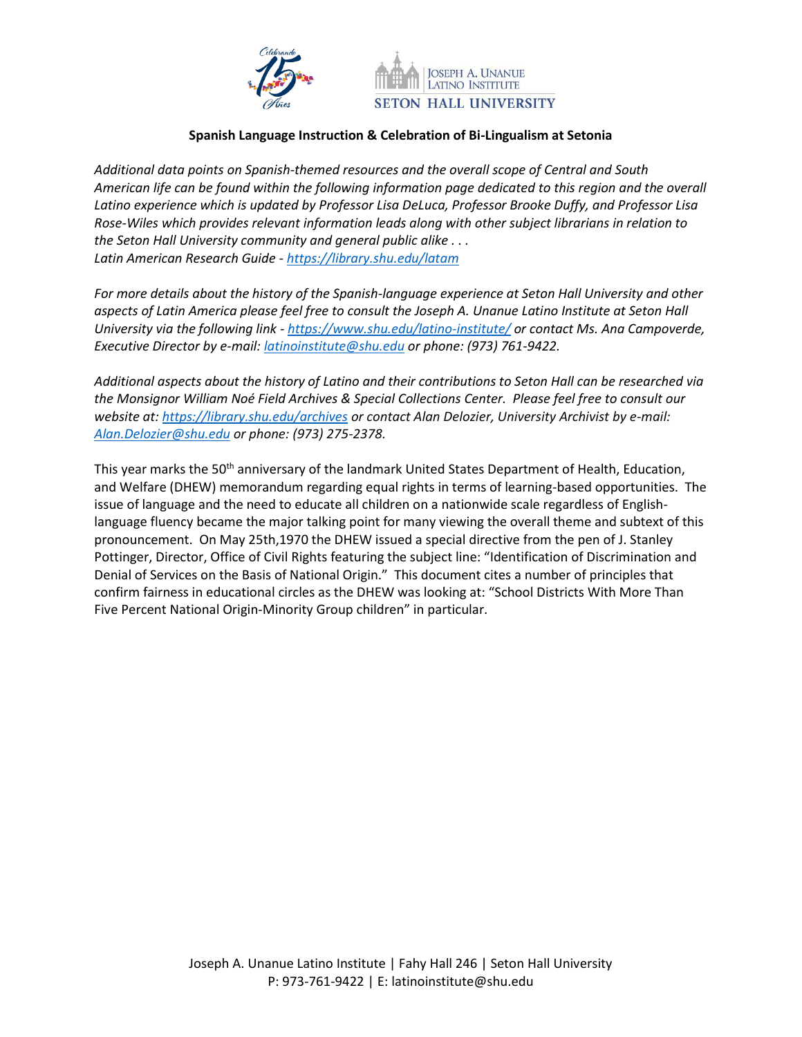**Spanish Language Instruction & Celebration of Bi-Lingualism at Setonia**

*Additional data points on Spanish-themed resources and the overall scope of Central and South American life can be found within the following information page dedicated to this region and the overall Latino experience which is updated by Professor Lisa DeLuca, Professor Brooke Duffy, and Professor Lisa Rose-Wiles which provides relevant information leads along with other subject librarians in relation to the Seton Hall University community and general public alike . . .*
*Latin American Research Guide - [https://library.shu.edu/latam](https://library.shu.edu/latam)*

*For more details about the history of the Spanish-language experience at Seton Hall University and other aspects of Latin America please feel free to consult the Joseph A. Unanue Latino Institute at Seton Hall University via the following link - [https://www.shu.edu/latino-institute/](https://www.shu.edu/latino-institute/) or contact Ms. Ana Campoverde, Executive Director by e-mail: [latinoinstitute@shu.edu](mailto:latinoinstitute@shu.edu) or phone: (973) 761-9422.*

*Additional aspects about the history of Latino and their contributions to Seton Hall can be researched via the Monsignor William Noé Field Archives & Special Collections Center. Please feel free to consult our website at: [https://library.shu.edu/archives](https://library.shu.edu/archives) or contact Alan Delozier, University Archivist by e-mail: [Alan.Delozier@shu.edu](mailto:Alan.Delozier@shu.edu) or phone: (973) 275-2378.*

This year marks the 50th anniversary of the landmark United States Department of Health, Education, and Welfare (DHEW) memorandum regarding equal rights in terms of learning-based opportunities. The issue of language and the need to educate all children on a nationwide scale regardless of English-language fluency became the major talking point for many viewing the overall theme and subtext of this pronouncement. On May 25th,1970 the DHEW issued a special directive from the pen of J. Stanley Pottinger, Director, Office of Civil Rights featuring the subject line: "Identification of Discrimination and Denial of Services on the Basis of National Origin." This document cites a number of principles that confirm fairness in educational circles as the DHEW was looking at: "School Districts With More Than Five Percent National Origin-Minority Group children" in particular.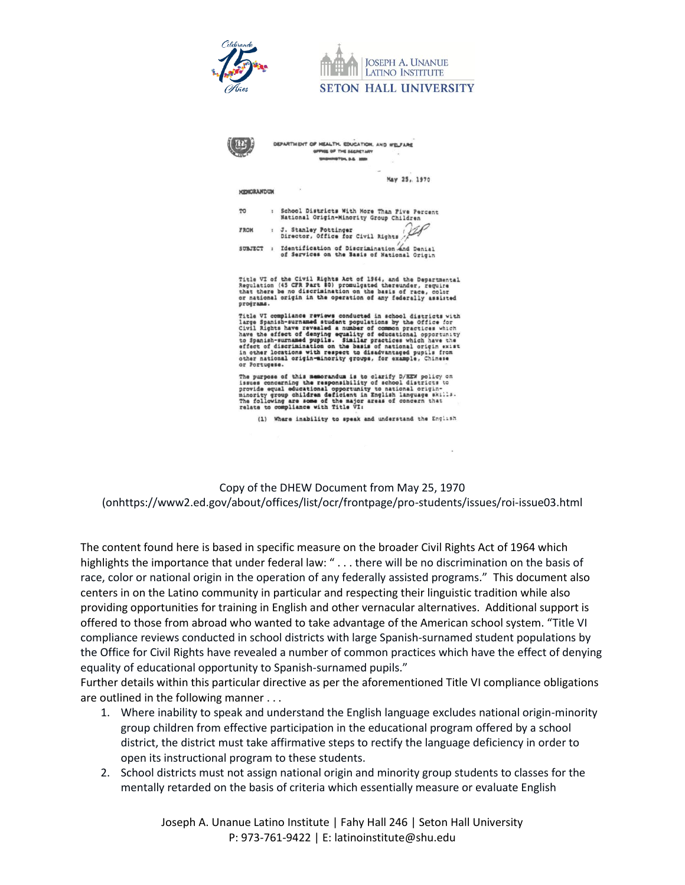DEPARTMENT OF HEALTH, EDUCATION, AND WELFARE
OFFICE OF THE SECRETARY
WASHINGTON, D.C. 20201

May 25, 1970

MEMORANDUM

TO : School Districts With More Than Five Percent National Origin-Minority Group Children

FROM : J. Stanley Pottinger
Director, Office for Civil Rights

SUBJECT : Identification of Discrimination and Denial of Services on the Basis of National Origin

Title VI of the Civil Rights Act of 1964, and the Departmental Regulation (45 CFR Part 80) promulgated thereunder, require that there be no discrimination on the basis of race, color or national origin in the operation of any federally assisted programs.

Title VI compliance reviews conducted in school districts with large Spanish-surnamed student populations by the Office for Civil Rights have revealed a number of common practices which have the effect of denying equality of educational opportunity to Spanish-surnamed pupils. Similar practices which have the effect of discrimination on the basis of national origin exist in other locations with respect to disadvantaged pupils from other national origin-minority groups, for example, Chinese or Portuguese.

The purpose of this memorandum is to clarify D/HEW policy on issues concerning the responsibility of school districts to provide equal educational opportunity to national origin-minority group children deficient in English language skills. The following are some of the major areas of concern that relate to compliance with Title VI:

(1) Where inability to speak and understand the English

Copy of the DHEW Document from May 25, 1970
(onhttps://www2.ed.gov/about/offices/list/ocr/frontpage/pro-students/issues/roi-issue03.html

The content found here is based in specific measure on the broader Civil Rights Act of 1964 which highlights the importance that under federal law: " . . . there will be no discrimination on the basis of race, color or national origin in the operation of any federally assisted programs." This document also centers in on the Latino community in particular and respecting their linguistic tradition while also providing opportunities for training in English and other vernacular alternatives. Additional support is offered to those from abroad who wanted to take advantage of the American school system. "Title VI compliance reviews conducted in school districts with large Spanish-surnamed student populations by the Office for Civil Rights have revealed a number of common practices which have the effect of denying equality of educational opportunity to Spanish-surnamed pupils."
Further details within this particular directive as per the aforementioned Title VI compliance obligations are outlined in the following manner . . .

1. Where inability to speak and understand the English language excludes national origin-minority group children from effective participation in the educational program offered by a school district, the district must take affirmative steps to rectify the language deficiency in order to open its instructional program to these students.
2. School districts must not assign national origin and minority group students to classes for the mentally retarded on the basis of criteria which essentially measure or evaluate English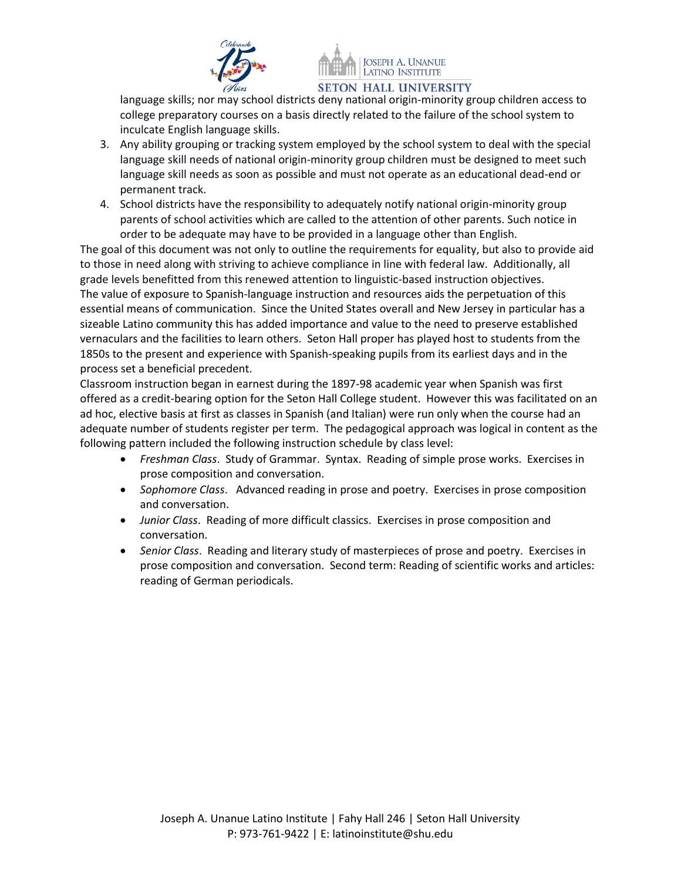language skills; nor may school districts deny national origin-minority group children access to college preparatory courses on a basis directly related to the failure of the school system to inculcate English language skills.

3. Any ability grouping or tracking system employed by the school system to deal with the special language skill needs of national origin-minority group children must be designed to meet such language skill needs as soon as possible and must not operate as an educational dead-end or permanent track.
4. School districts have the responsibility to adequately notify national origin-minority group parents of school activities which are called to the attention of other parents. Such notice in order to be adequate may have to be provided in a language other than English.

The goal of this document was not only to outline the requirements for equality, but also to provide aid to those in need along with striving to achieve compliance in line with federal law. Additionally, all grade levels benefitted from this renewed attention to linguistic-based instruction objectives.

The value of exposure to Spanish-language instruction and resources aids the perpetuation of this essential means of communication. Since the United States overall and New Jersey in particular has a sizeable Latino community this has added importance and value to the need to preserve established vernaculars and the facilities to learn others. Seton Hall proper has played host to students from the 1850s to the present and experience with Spanish-speaking pupils from its earliest days and in the process set a beneficial precedent.

Classroom instruction began in earnest during the 1897-98 academic year when Spanish was first offered as a credit-bearing option for the Seton Hall College student. However this was facilitated on an ad hoc, elective basis at first as classes in Spanish (and Italian) were run only when the course had an adequate number of students register per term. The pedagogical approach was logical in content as the following pattern included the following instruction schedule by class level:

- *Freshman Class*. Study of Grammar. Syntax. Reading of simple prose works. Exercises in prose composition and conversation.
- *Sophomore Class*. Advanced reading in prose and poetry. Exercises in prose composition and conversation.
- *Junior Class*. Reading of more difficult classics. Exercises in prose composition and conversation.
- *Senior Class*. Reading and literary study of masterpieces of prose and poetry. Exercises in prose composition and conversation. Second term: Reading of scientific works and articles: reading of German periodicals.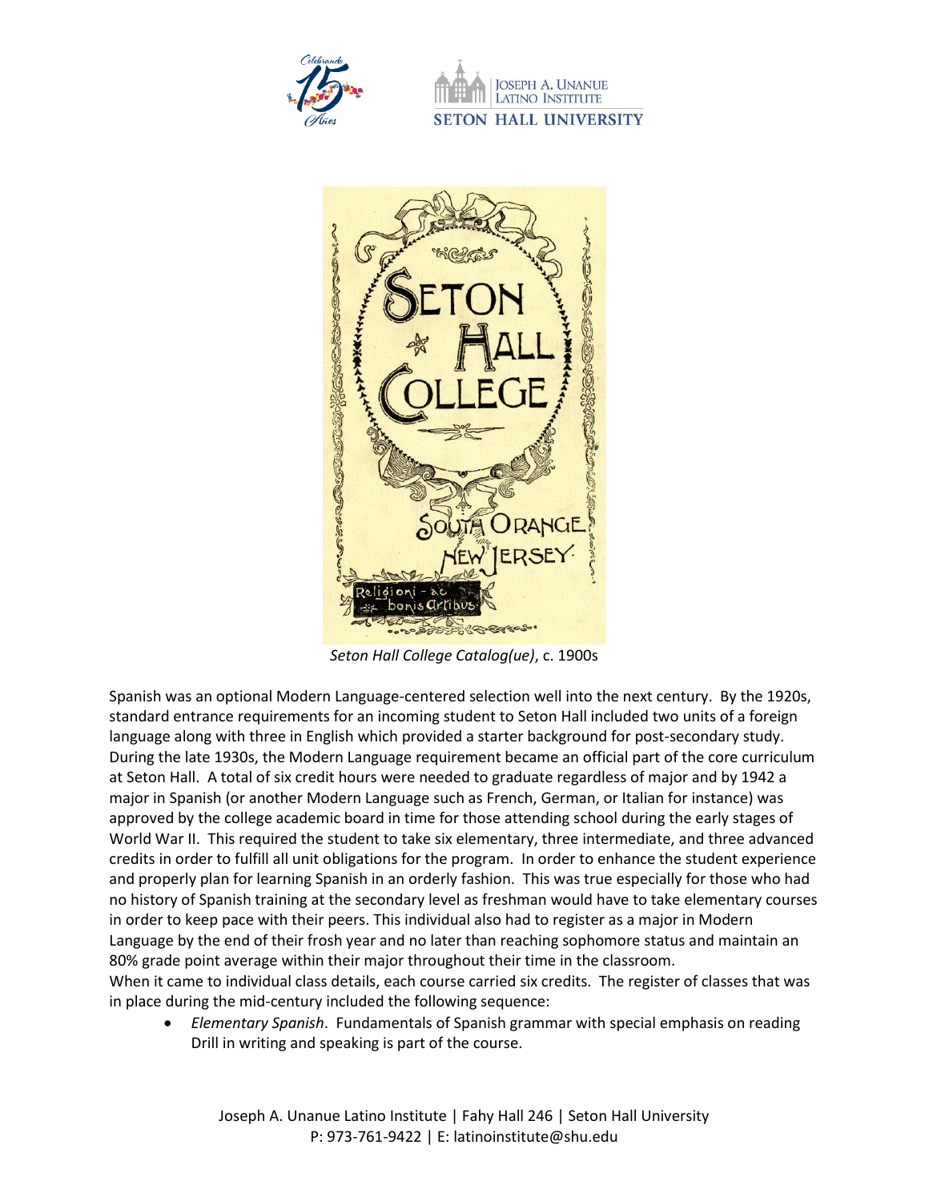*Seton Hall College Catalog(ue)*, c. 1900s

Spanish was an optional Modern Language-centered selection well into the next century. By the 1920s, standard entrance requirements for an incoming student to Seton Hall included two units of a foreign language along with three in English which provided a starter background for post-secondary study. During the late 1930s, the Modern Language requirement became an official part of the core curriculum at Seton Hall. A total of six credit hours were needed to graduate regardless of major and by 1942 a major in Spanish (or another Modern Language such as French, German, or Italian for instance) was approved by the college academic board in time for those attending school during the early stages of World War II. This required the student to take six elementary, three intermediate, and three advanced credits in order to fulfill all unit obligations for the program. In order to enhance the student experience and properly plan for learning Spanish in an orderly fashion. This was true especially for those who had no history of Spanish training at the secondary level as freshman would have to take elementary courses in order to keep pace with their peers. This individual also had to register as a major in Modern Language by the end of their frosh year and no later than reaching sophomore status and maintain an 80% grade point average within their major throughout their time in the classroom.
When it came to individual class details, each course carried six credits. The register of classes that was in place during the mid-century included the following sequence:

- *Elementary Spanish*. Fundamentals of Spanish grammar with special emphasis on reading Drill in writing and speaking is part of the course.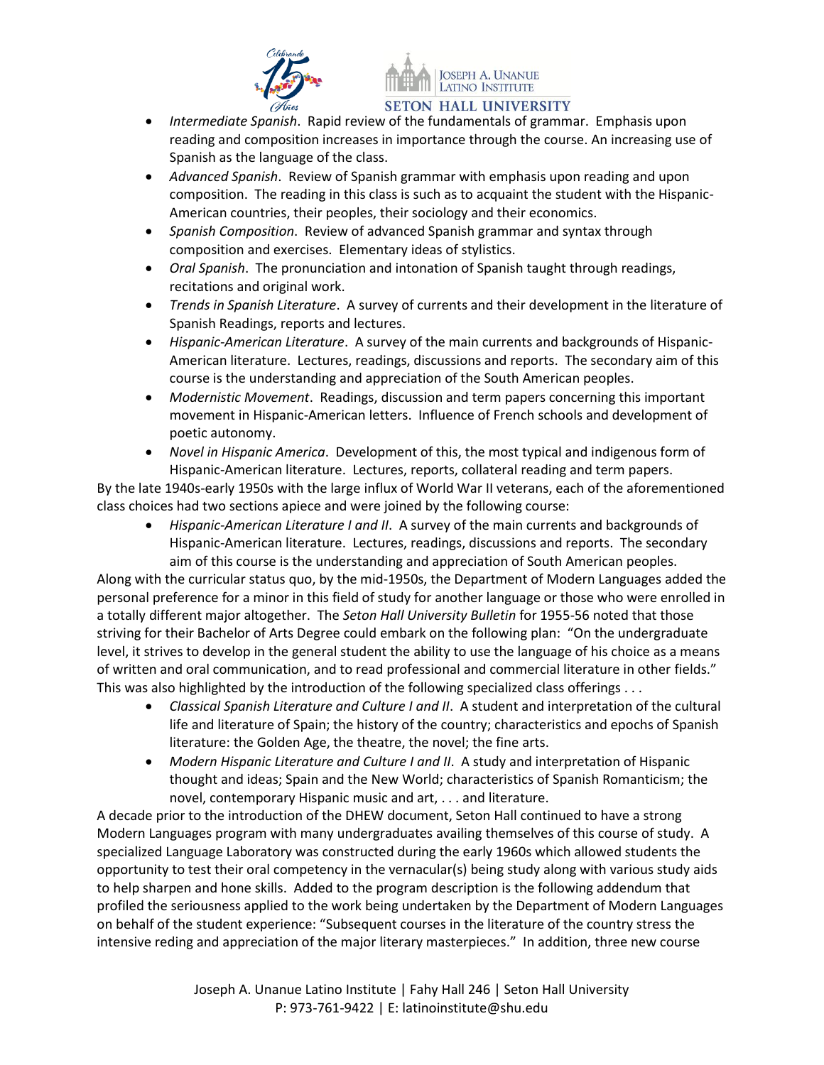- *Intermediate Spanish*. Rapid review of the fundamentals of grammar. Emphasis upon reading and composition increases in importance through the course. An increasing use of Spanish as the language of the class.
- *Advanced Spanish*. Review of Spanish grammar with emphasis upon reading and upon composition. The reading in this class is such as to acquaint the student with the Hispanic-American countries, their peoples, their sociology and their economics.
- *Spanish Composition*. Review of advanced Spanish grammar and syntax through composition and exercises. Elementary ideas of stylistics.
- *Oral Spanish*. The pronunciation and intonation of Spanish taught through readings, recitations and original work.
- *Trends in Spanish Literature*. A survey of currents and their development in the literature of Spanish Readings, reports and lectures.
- *Hispanic-American Literature*. A survey of the main currents and backgrounds of Hispanic-American literature. Lectures, readings, discussions and reports. The secondary aim of this course is the understanding and appreciation of the South American peoples.
- *Modernistic Movement*. Readings, discussion and term papers concerning this important movement in Hispanic-American letters. Influence of French schools and development of poetic autonomy.
- *Novel in Hispanic America*. Development of this, the most typical and indigenous form of Hispanic-American literature. Lectures, reports, collateral reading and term papers.

By the late 1940s-early 1950s with the large influx of World War II veterans, each of the aforementioned class choices had two sections apiece and were joined by the following course:

- *Hispanic-American Literature I and II*. A survey of the main currents and backgrounds of Hispanic-American literature. Lectures, readings, discussions and reports. The secondary aim of this course is the understanding and appreciation of South American peoples.

Along with the curricular status quo, by the mid-1950s, the Department of Modern Languages added the personal preference for a minor in this field of study for another language or those who were enrolled in a totally different major altogether. The *Seton Hall University Bulletin* for 1955-56 noted that those striving for their Bachelor of Arts Degree could embark on the following plan: "On the undergraduate level, it strives to develop in the general student the ability to use the language of his choice as a means of written and oral communication, and to read professional and commercial literature in other fields." This was also highlighted by the introduction of the following specialized class offerings . . .

- *Classical Spanish Literature and Culture I and II*. A student and interpretation of the cultural life and literature of Spain; the history of the country; characteristics and epochs of Spanish literature: the Golden Age, the theatre, the novel; the fine arts.
- *Modern Hispanic Literature and Culture I and II*. A study and interpretation of Hispanic thought and ideas; Spain and the New World; characteristics of Spanish Romanticism; the novel, contemporary Hispanic music and art, . . . and literature.

A decade prior to the introduction of the DHEW document, Seton Hall continued to have a strong Modern Languages program with many undergraduates availing themselves of this course of study. A specialized Language Laboratory was constructed during the early 1960s which allowed students the opportunity to test their oral competency in the vernacular(s) being study along with various study aids to help sharpen and hone skills. Added to the program description is the following addendum that profiled the seriousness applied to the work being undertaken by the Department of Modern Languages on behalf of the student experience: "Subsequent courses in the literature of the country stress the intensive reding and appreciation of the major literary masterpieces." In addition, three new course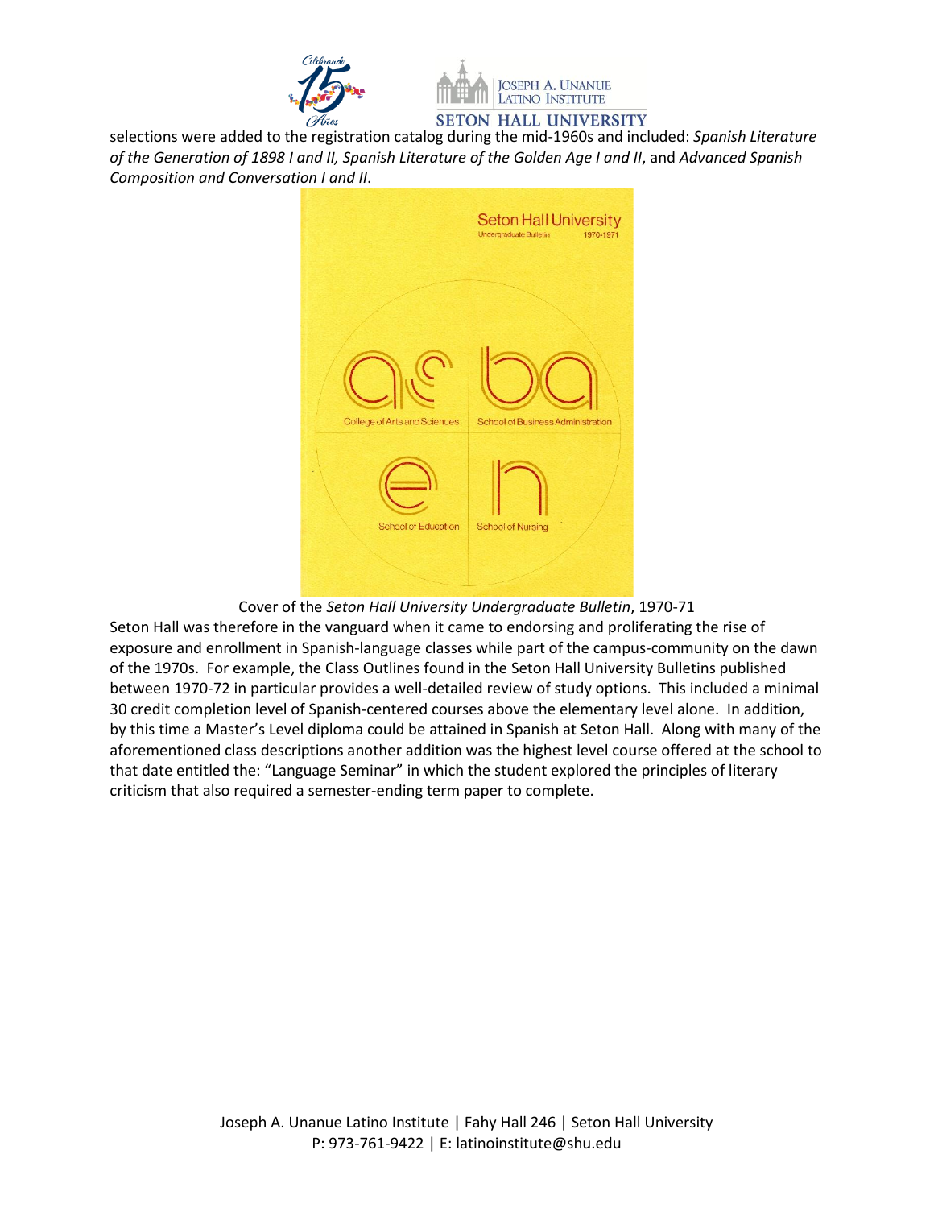selections were added to the registration catalog during the mid-1960s and included: *Spanish Literature of the Generation of 1898 I and II, Spanish Literature of the Golden Age I and II*, and *Advanced Spanish Composition and Conversation I and II*.

Cover of the *Seton Hall University Undergraduate Bulletin*, 1970-71

Seton Hall was therefore in the vanguard when it came to endorsing and proliferating the rise of exposure and enrollment in Spanish-language classes while part of the campus-community on the dawn of the 1970s. For example, the Class Outlines found in the Seton Hall University Bulletins published between 1970-72 in particular provides a well-detailed review of study options. This included a minimal 30 credit completion level of Spanish-centered courses above the elementary level alone. In addition, by this time a Master's Level diploma could be attained in Spanish at Seton Hall. Along with many of the aforementioned class descriptions another addition was the highest level course offered at the school to that date entitled the: "Language Seminar" in which the student explored the principles of literary criticism that also required a semester-ending term paper to complete.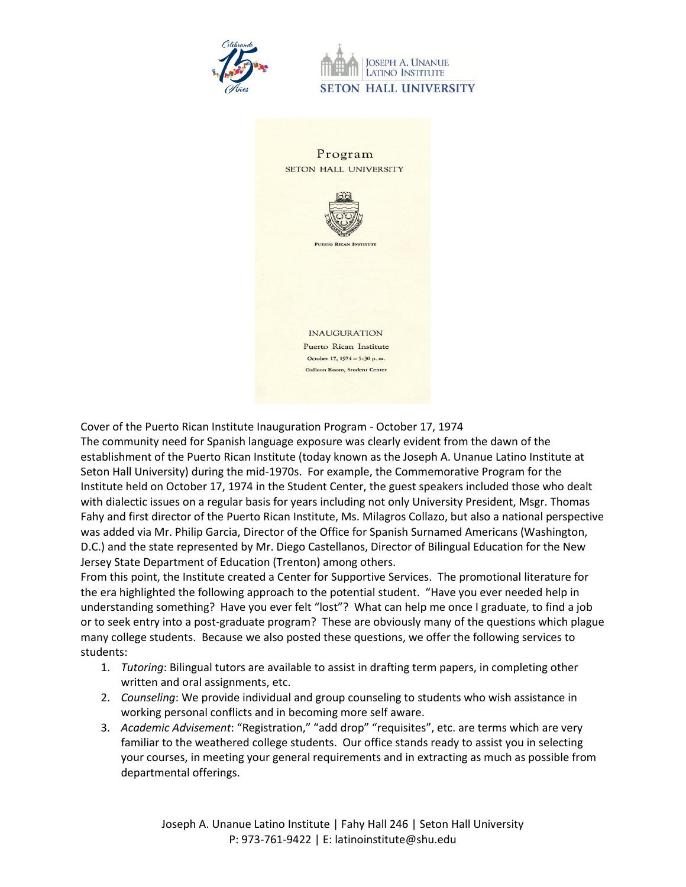Cover of the Puerto Rican Institute Inauguration Program - October 17, 1974

The community need for Spanish language exposure was clearly evident from the dawn of the establishment of the Puerto Rican Institute (today known as the Joseph A. Unanue Latino Institute at Seton Hall University) during the mid-1970s. For example, the Commemorative Program for the Institute held on October 17, 1974 in the Student Center, the guest speakers included those who dealt with dialectic issues on a regular basis for years including not only University President, Msgr. Thomas Fahy and first director of the Puerto Rican Institute, Ms. Milagros Collazo, but also a national perspective was added via Mr. Philip Garcia, Director of the Office for Spanish Surnamed Americans (Washington, D.C.) and the state represented by Mr. Diego Castellanos, Director of Bilingual Education for the New Jersey State Department of Education (Trenton) among others.

From this point, the Institute created a Center for Supportive Services. The promotional literature for the era highlighted the following approach to the potential student. "Have you ever needed help in understanding something? Have you ever felt "lost"? What can help me once I graduate, to find a job or to seek entry into a post-graduate program? These are obviously many of the questions which plague many college students. Because we also posted these questions, we offer the following services to students:

1. *Tutoring*: Bilingual tutors are available to assist in drafting term papers, in completing other written and oral assignments, etc.
2. *Counseling*: We provide individual and group counseling to students who wish assistance in working personal conflicts and in becoming more self aware.
3. *Academic Advisement*: "Registration," "add drop" "requisites", etc. are terms which are very familiar to the weathered college students. Our office stands ready to assist you in selecting your courses, in meeting your general requirements and in extracting as much as possible from departmental offerings.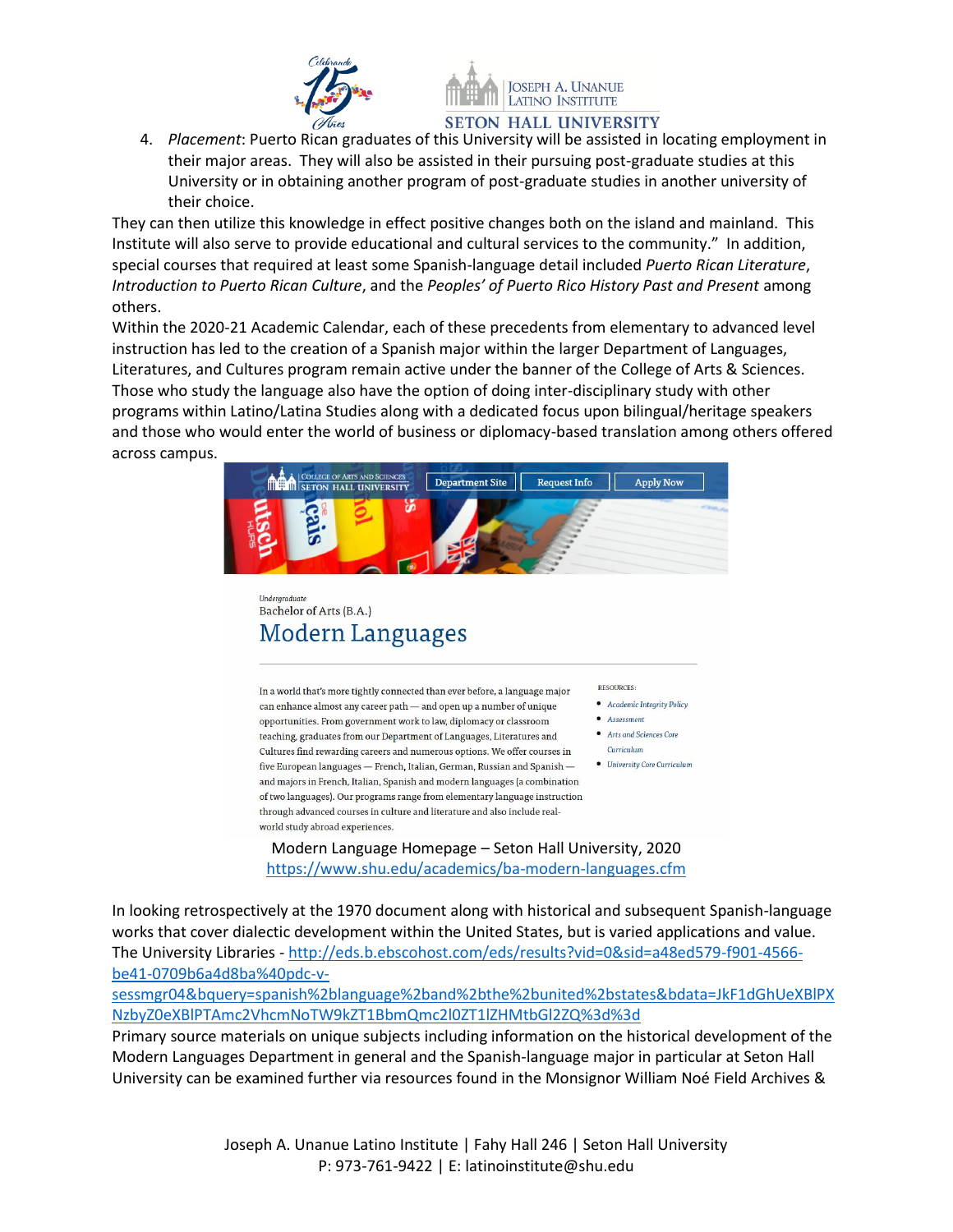4. *Placement*: Puerto Rican graduates of this University will be assisted in locating employment in their major areas. They will also be assisted in their pursuing post-graduate studies at this University or in obtaining another program of post-graduate studies in another university of their choice.

They can then utilize this knowledge in effect positive changes both on the island and mainland. This Institute will also serve to provide educational and cultural services to the community." In addition, special courses that required at least some Spanish-language detail included *Puerto Rican Literature*, *Introduction to Puerto Rican Culture*, and the *Peoples' of Puerto Rico History Past and Present* among others.

Within the 2020-21 Academic Calendar, each of these precedents from elementary to advanced level instruction has led to the creation of a Spanish major within the larger Department of Languages, Literatures, and Cultures program remain active under the banner of the College of Arts & Sciences. Those who study the language also have the option of doing inter-disciplinary study with other programs within Latino/Latina Studies along with a dedicated focus upon bilingual/heritage speakers and those who would enter the world of business or diplomacy-based translation among others offered across campus.

Modern Language Homepage – Seton Hall University, 2020
https://www.shu.edu/academics/ba-modern-languages.cfm

In looking retrospectively at the 1970 document along with historical and subsequent Spanish-language works that cover dialectic development within the United States, but is varied applications and value. The University Libraries - http://eds.b.ebscohost.com/eds/results?vid=0&sid=a48ed579-f901-4566-be41-0709b6a4d8ba%40pdc-v-sessmgr04&bquery=spanish%2blanguage%2band%2bthe%2bunited%2bstates&bdata=JkF1dGhUeXBlPXNzbyZ0eXBlPTAmc2VhcmNoTW9kZT1BbmQmc2l0ZT1lZHMtbGl2ZQ%3d%3d

Primary source materials on unique subjects including information on the historical development of the Modern Languages Department in general and the Spanish-language major in particular at Seton Hall University can be examined further via resources found in the Monsignor William Noé Field Archives &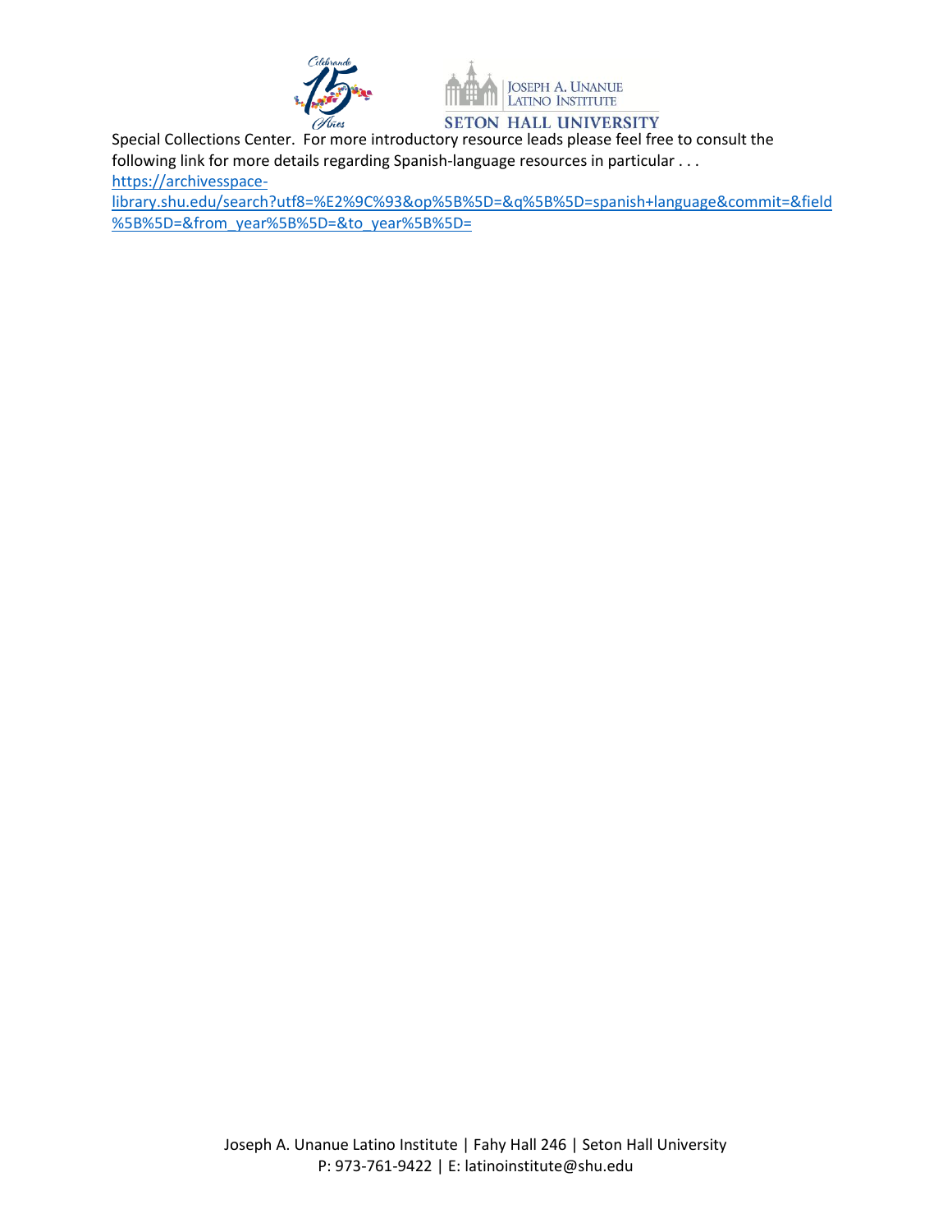Special Collections Center. For more introductory resource leads please feel free to consult the following link for more details regarding Spanish-language resources in particular . . . https://archivesspace-library.shu.edu/search?utf8=%E2%9C%93&op%5B%5D=&q%5B%5D=spanish+language&commit=&field%5B%5D=&from_year%5B%5D=&to_year%5B%5D=